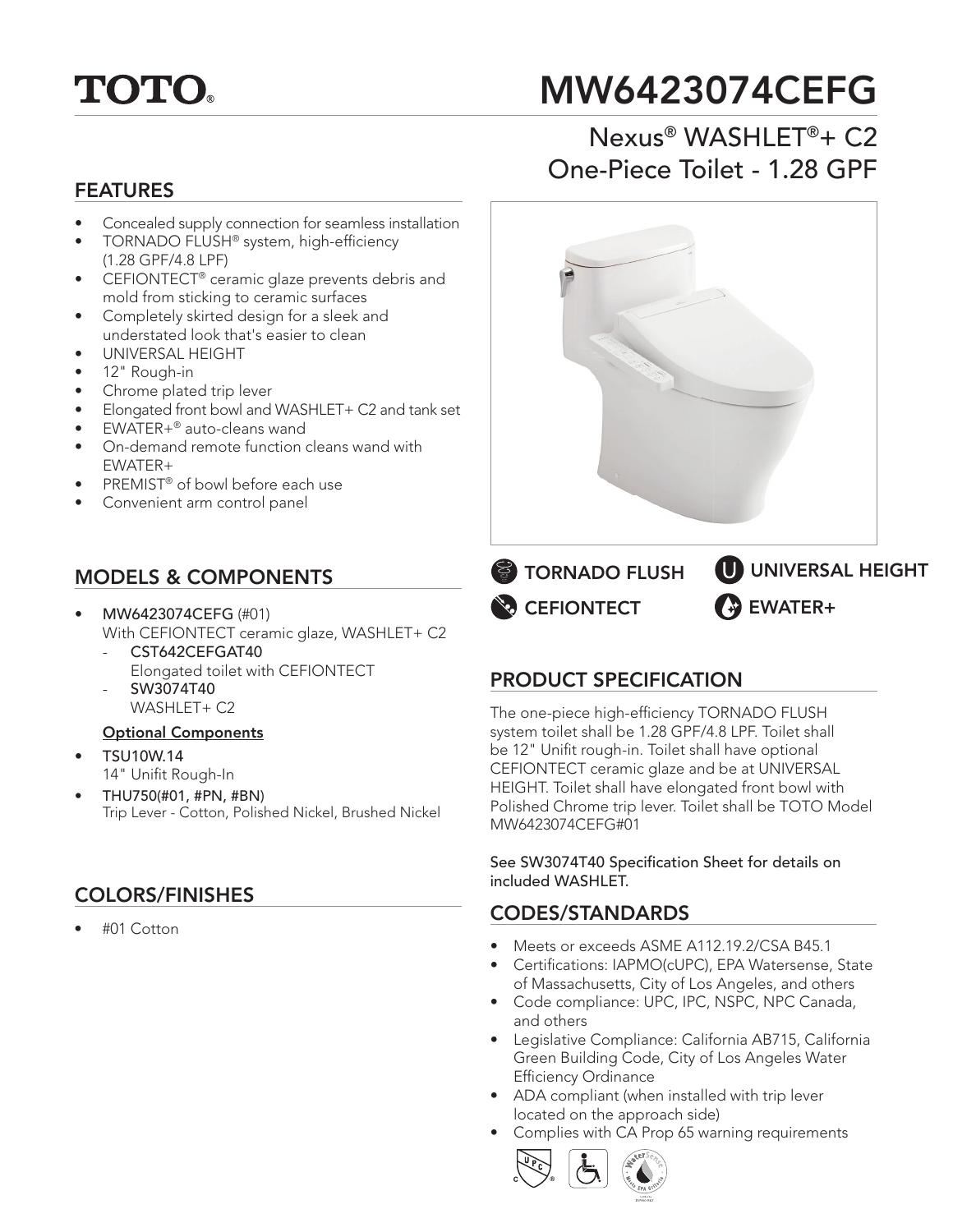# MW6423074CEFG

TOTO®

## Nexus® WASHLET®+ C2 One-Piece Toilet - 1.28 GPF

## FEATURES

- Concealed supply connection for seamless installation
- TORNADO FLUSH® system, high-efficiency (1.28 GPF/4.8 LPF)
- CEFIONTECT® ceramic glaze prevents debris and mold from sticking to ceramic surfaces
- Completely skirted design for a sleek and understated look that's easier to clean
- UNIVERSAL HEIGHT
- 12" Rough-in
- Chrome plated trip lever
- Elongated front bowl and WASHLET+ C2 and tank set
- EWATER+® auto-cleans wand
- On-demand remote function cleans wand with EWATER+
- PREMIST® of bowl before each use
- Convenient arm control panel

TORNADO FLUSH | UNIVERSAL HEIGHT | CEFIONTECT | EWATER+

## MODELS & COMPONENTS

- **MW6423074CEFG** (#01)
  With CEFIONTECT ceramic glaze, WASHLET+ C2
  - **CST642CEFGAT40**
    Elongated toilet with CEFIONTECT
  - **SW3074T40**
    WASHLET+ C2

**Optional Components**

- **TSU10W.14**
  14" Unifit Rough-In
- **THU750(#01, #PN, #BN)**
  Trip Lever - Cotton, Polished Nickel, Brushed Nickel

## PRODUCT SPECIFICATION

The one-piece high-efficiency TORNADO FLUSH system toilet shall be 1.28 GPF/4.8 LPF. Toilet shall be 12" Unifit rough-in. Toilet shall have optional CEFIONTECT ceramic glaze and be at UNIVERSAL HEIGHT. Toilet shall have elongated front bowl with Polished Chrome trip lever. Toilet shall be TOTO Model MW6423074CEFG#01

See SW3074T40 Specification Sheet for details on included WASHLET.

## COLORS/FINISHES

- #01 Cotton

## CODES/STANDARDS

- Meets or exceeds ASME A112.19.2/CSA B45.1
- Certifications: IAPMO(cUPC), EPA Watersense, State of Massachusetts, City of Los Angeles, and others
- Code compliance: UPC, IPC, NSPC, NPC Canada, and others
- Legislative Compliance: California AB715, California Green Building Code, City of Los Angeles Water Efficiency Ordinance
- ADA compliant (when installed with trip lever located on the approach side)
- Complies with CA Prop 65 warning requirements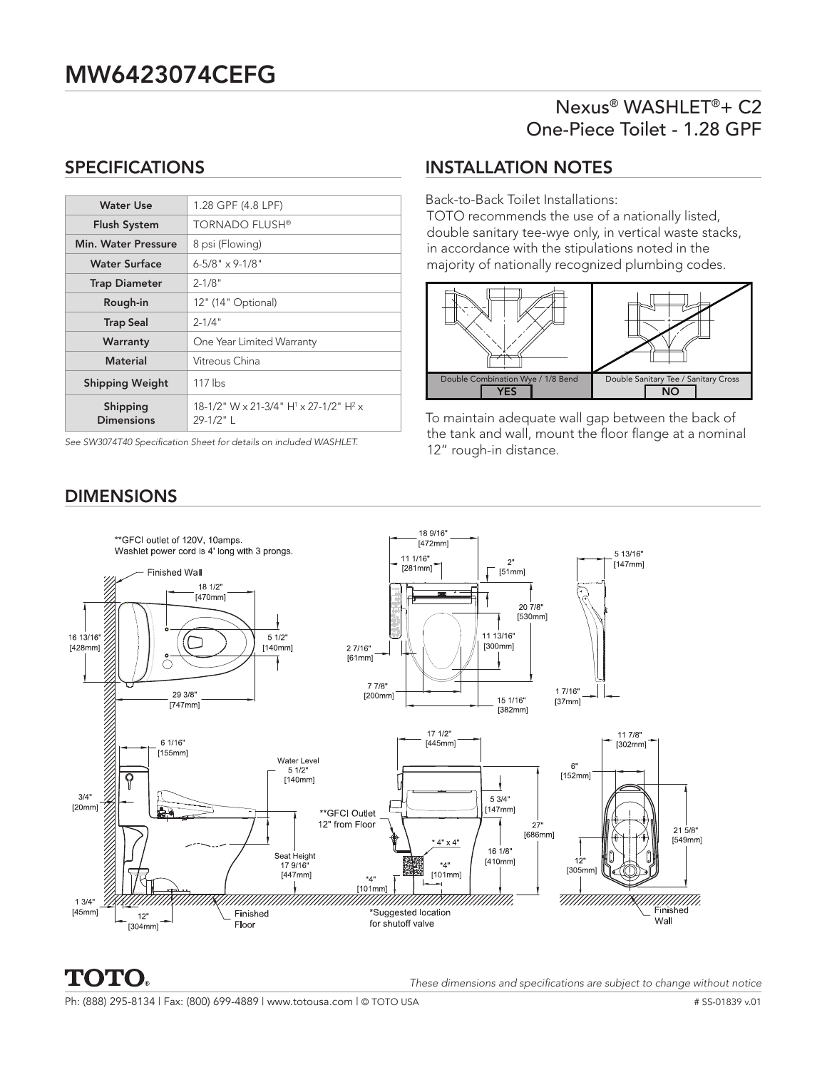# MW6423074CEFG

## Nexus® WASHLET®+ C2
## One-Piece Toilet - 1.28 GPF

## SPECIFICATIONS

| | |
|---|---|
| Water Use | 1.28 GPF (4.8 LPF) |
| Flush System | TORNADO FLUSH® |
| Min. Water Pressure | 8 psi (Flowing) |
| Water Surface | 6-5/8" x 9-1/8" |
| Trap Diameter | 2-1/8" |
| Rough-in | 12" (14" Optional) |
| Trap Seal | 2-1/4" |
| Warranty | One Year Limited Warranty |
| Material | Vitreous China |
| Shipping Weight | 117 lbs |
| Shipping Dimensions | 18-1/2" W x 21-3/4" $H^1$ x 27-1/2" $H^2$ x 29-1/2" L |

*See SW3074T40 Specification Sheet for details on included WASHLET.*

## INSTALLATION NOTES

Back-to-Back Toilet Installations:
TOTO recommends the use of a nationally listed, double sanitary tee-wye only, in vertical waste stacks, in accordance with the stipulations noted in the majority of nationally recognized plumbing codes.

Double Combination Wye / 1/8 Bend
YES

Double Sanitary Tee / Sanitary Cross
NO

To maintain adequate wall gap between the back of the tank and wall, mount the floor flange at a nominal 12" rough-in distance.

## DIMENSIONS

**GFCI outlet of 120V, 10amps.
Washlet power cord is 4' long with 3 prongs.

Finished Wall
18 1/2" [470mm]
16 13/16" [428mm]
5 1/2" [140mm]
29 3/8" [747mm]

18 9/16" [472mm]
11 1/16" [281mm]
2" [51mm]
20 7/8" [530mm]
11 13/16" [300mm]
2 7/16" [61mm]
7 7/8" [200mm]
15 1/16" [382mm]

5 13/16" [147mm]
1 7/16" [37mm]

6 1/16" [155mm]
3/4" [20mm]
Water Level 5 1/2" [140mm]
Seat Height 17 9/16" [447mm]
1 3/4" [45mm]
12" [304mm]
Finished Floor

17 1/2" [445mm]
5 3/4" [147mm]
**GFCI Outlet 12" from Floor
27" [686mm]
* 4" x 4"
16 1/8" [410mm]
*4" [101mm]
*4" [101mm]
*Suggested location for shutoff valve

11 7/8" [302mm]
6" [152mm]
21 5/8" [549mm]
12" [305mm]
Finished Wall

*These dimensions and specifications are subject to change without notice*

TOTO®

Ph: (888) 295-8134 | Fax: (800) 699-4889 | www.totousa.com | © TOTO USA

# SS-01839 v.01